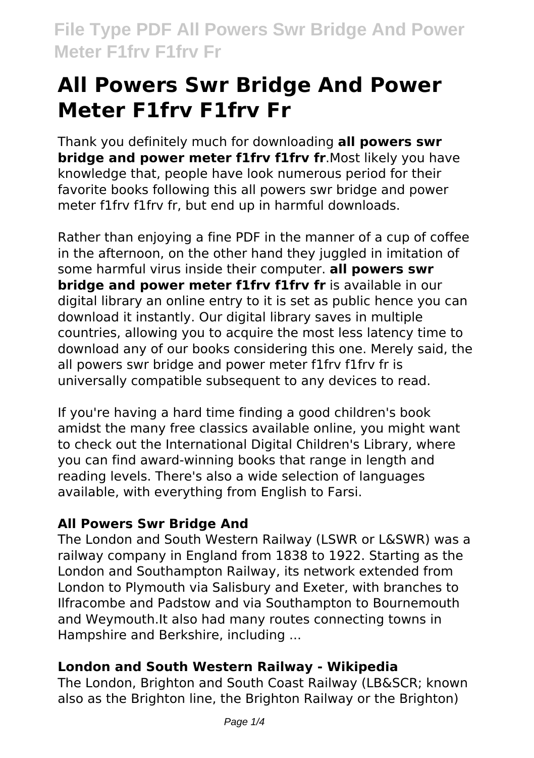# All Powers Swr Bridge And Power Meter F1frv F1frv Fr

Thank you definitely much for downloading **all powers swr bridge and power meter f1frv f1frv fr**.Most likely you have knowledge that, people have look numerous period for their favorite books following this all powers swr bridge and power meter f1frv f1frv fr, but end up in harmful downloads.

Rather than enjoying a fine PDF in the manner of a cup of coffee in the afternoon, on the other hand they juggled in imitation of some harmful virus inside their computer. **all powers swr bridge and power meter f1frv f1frv fr** is available in our digital library an online entry to it is set as public hence you can download it instantly. Our digital library saves in multiple countries, allowing you to acquire the most less latency time to download any of our books considering this one. Merely said, the all powers swr bridge and power meter f1frv f1frv fr is universally compatible subsequent to any devices to read.

If you're having a hard time finding a good children's book amidst the many free classics available online, you might want to check out the International Digital Children's Library, where you can find award-winning books that range in length and reading levels. There's also a wide selection of languages available, with everything from English to Farsi.

### All Powers Swr Bridge And

The London and South Western Railway (LSWR or L&SWR) was a railway company in England from 1838 to 1922. Starting as the London and Southampton Railway, its network extended from London to Plymouth via Salisbury and Exeter, with branches to Ilfracombe and Padstow and via Southampton to Bournemouth and Weymouth.It also had many routes connecting towns in Hampshire and Berkshire, including ...

### London and South Western Railway - Wikipedia

The London, Brighton and South Coast Railway (LB&SCR; known also as the Brighton line, the Brighton Railway or the Brighton)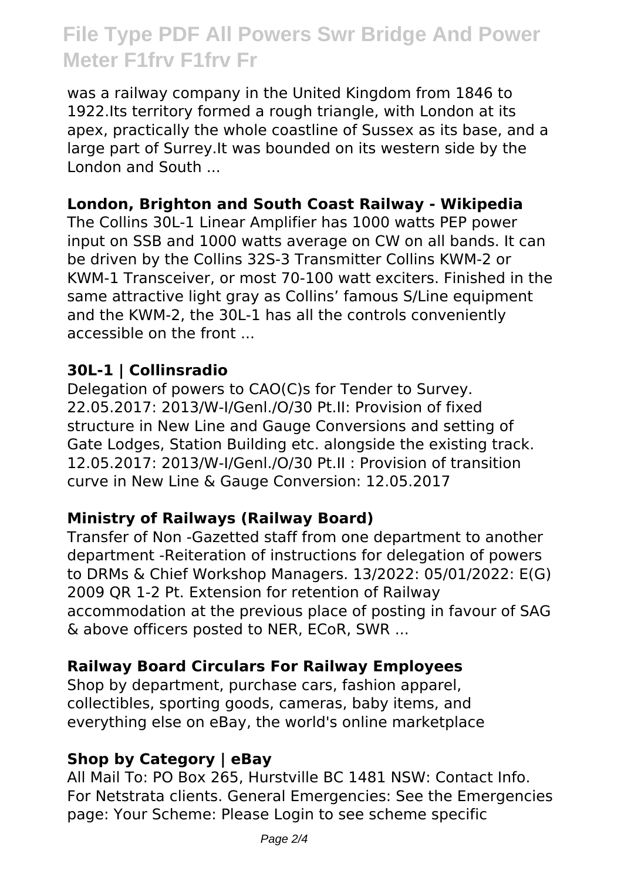was a railway company in the United Kingdom from 1846 to 1922.Its territory formed a rough triangle, with London at its apex, practically the whole coastline of Sussex as its base, and a large part of Surrey.It was bounded on its western side by the London and South ...

### London, Brighton and South Coast Railway - Wikipedia

The Collins 30L-1 Linear Amplifier has 1000 watts PEP power input on SSB and 1000 watts average on CW on all bands. It can be driven by the Collins 32S-3 Transmitter Collins KWM-2 or KWM-1 Transceiver, or most 70-100 watt exciters. Finished in the same attractive light gray as Collins' famous S/Line equipment and the KWM-2, the 30L-1 has all the controls conveniently accessible on the front ...

### 30L-1 | Collinsradio

Delegation of powers to CAO(C)s for Tender to Survey. 22.05.2017: 2013/W-I/Genl./O/30 Pt.II: Provision of fixed structure in New Line and Gauge Conversions and setting of Gate Lodges, Station Building etc. alongside the existing track. 12.05.2017: 2013/W-I/Genl./O/30 Pt.II : Provision of transition curve in New Line & Gauge Conversion: 12.05.2017

### Ministry of Railways (Railway Board)

Transfer of Non -Gazetted staff from one department to another department -Reiteration of instructions for delegation of powers to DRMs & Chief Workshop Managers. 13/2022: 05/01/2022: E(G) 2009 QR 1-2 Pt. Extension for retention of Railway accommodation at the previous place of posting in favour of SAG & above officers posted to NER, ECoR, SWR ...

### Railway Board Circulars For Railway Employees

Shop by department, purchase cars, fashion apparel, collectibles, sporting goods, cameras, baby items, and everything else on eBay, the world's online marketplace

### Shop by Category | eBay

All Mail To: PO Box 265, Hurstville BC 1481 NSW: Contact Info. For Netstrata clients. General Emergencies: See the Emergencies page: Your Scheme: Please Login to see scheme specific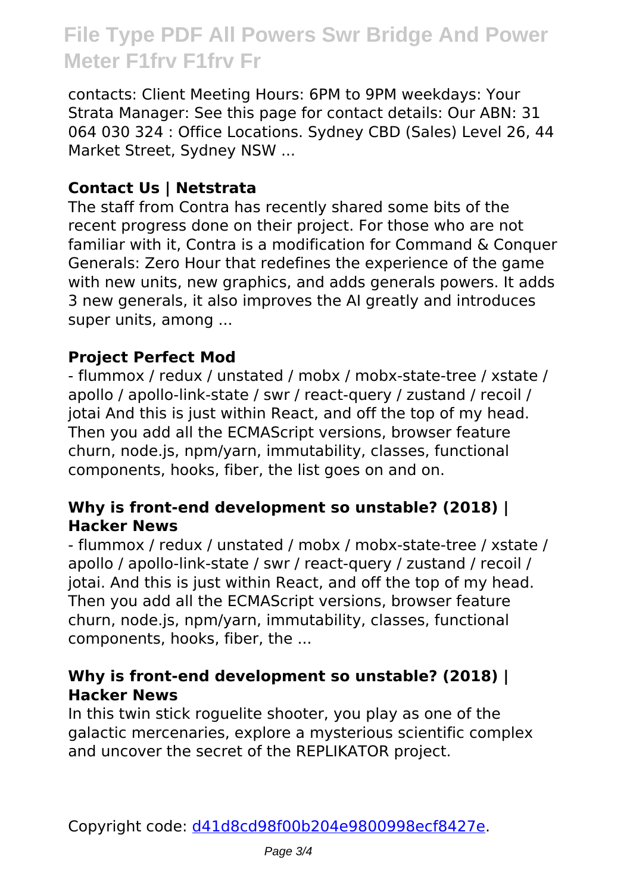contacts: Client Meeting Hours: 6PM to 9PM weekdays: Your Strata Manager: See this page for contact details: Our ABN: 31 064 030 324 : Office Locations. Sydney CBD (Sales) Level 26, 44 Market Street, Sydney NSW ...

**Contact Us | Netstrata**

The staff from Contra has recently shared some bits of the recent progress done on their project. For those who are not familiar with it, Contra is a modification for Command & Conquer Generals: Zero Hour that redefines the experience of the game with new units, new graphics, and adds generals powers. It adds 3 new generals, it also improves the AI greatly and introduces super units, among ...

**Project Perfect Mod**

- flummox / redux / unstated / mobx / mobx-state-tree / xstate / apollo / apollo-link-state / swr / react-query / zustand / recoil / jotai And this is just within React, and off the top of my head. Then you add all the ECMAScript versions, browser feature churn, node.js, npm/yarn, immutability, classes, functional components, hooks, fiber, the list goes on and on.

**Why is front-end development so unstable? (2018) | Hacker News**

- flummox / redux / unstated / mobx / mobx-state-tree / xstate / apollo / apollo-link-state / swr / react-query / zustand / recoil / jotai. And this is just within React, and off the top of my head. Then you add all the ECMAScript versions, browser feature churn, node.js, npm/yarn, immutability, classes, functional components, hooks, fiber, the ...

**Why is front-end development so unstable? (2018) | Hacker News**

In this twin stick roguelite shooter, you play as one of the galactic mercenaries, explore a mysterious scientific complex and uncover the secret of the REPLIKATOR project.

Copyright code: d41d8cd98f00b204e9800998ecf8427e.